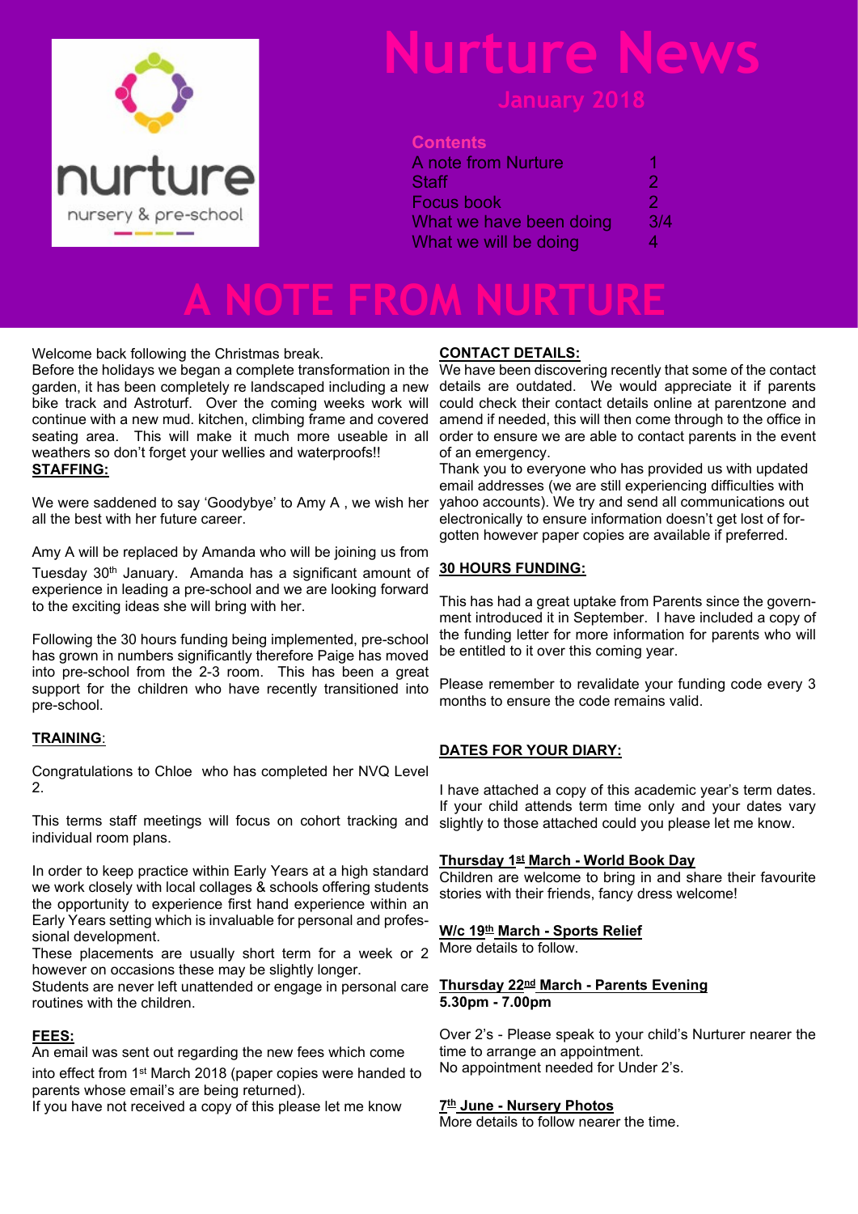# Nurture News

## January 2018

nurture
nursery & pre-school

**Contents**

| | |
|---|---|
| A note from Nurture | 1 |
| Staff | 2 |
| Focus book | 2 |
| What we have been doing | 3/4 |
| What we will be doing | 4 |

# A NOTE FROM NURTURE

Welcome back following the Christmas break.

Before the holidays we began a complete transformation in the garden, it has been completely re landscaped including a new bike track and Astroturf. Over the coming weeks work will continue with a new mud. kitchen, climbing frame and covered seating area. This will make it much more useable in all weathers so don't forget your wellies and waterproofs!!

**STAFFING:**

We were saddened to say 'Goodybye' to Amy A , we wish her all the best with her future career.

Amy A will be replaced by Amanda who will be joining us from Tuesday 30th January. Amanda has a significant amount of experience in leading a pre-school and we are looking forward to the exciting ideas she will bring with her.

Following the 30 hours funding being implemented, pre-school has grown in numbers significantly therefore Paige has moved into pre-school from the 2-3 room. This has been a great support for the children who have recently transitioned into pre-school.

**TRAINING**:

Congratulations to Chloe who has completed her NVQ Level 2.

This terms staff meetings will focus on cohort tracking and individual room plans.

In order to keep practice within Early Years at a high standard we work closely with local collages & schools offering students the opportunity to experience first hand experience within an Early Years setting which is invaluable for personal and professional development.

These placements are usually short term for a week or 2 however on occasions these may be slightly longer.

Students are never left unattended or engage in personal care routines with the children.

**FEES:**

An email was sent out regarding the new fees which come into effect from 1st March 2018 (paper copies were handed to parents whose email's are being returned).

If you have not received a copy of this please let me know

**CONTACT DETAILS:**

We have been discovering recently that some of the contact details are outdated. We would appreciate it if parents could check their contact details online at parentzone and amend if needed, this will then come through to the office in order to ensure we are able to contact parents in the event of an emergency.

Thank you to everyone who has provided us with updated email addresses (we are still experiencing difficulties with yahoo accounts). We try and send all communications out electronically to ensure information doesn't get lost of forgotten however paper copies are available if preferred.

**30 HOURS FUNDING:**

This has had a great uptake from Parents since the government introduced it in September. I have included a copy of the funding letter for more information for parents who will be entitled to it over this coming year.

Please remember to revalidate your funding code every 3 months to ensure the code remains valid.

**DATES FOR YOUR DIARY:**

I have attached a copy of this academic year's term dates. If your child attends term time only and your dates vary slightly to those attached could you please let me know.

**Thursday 1st March - World Book Day**

Children are welcome to bring in and share their favourite stories with their friends, fancy dress welcome!

**W/c 19th March - Sports Relief**

More details to follow.

**Thursday 22nd March - Parents Evening**

**5.30pm - 7.00pm**

Over 2's - Please speak to your child's Nurturer nearer the time to arrange an appointment.

No appointment needed for Under 2's.

**7th June - Nursery Photos**

More details to follow nearer the time.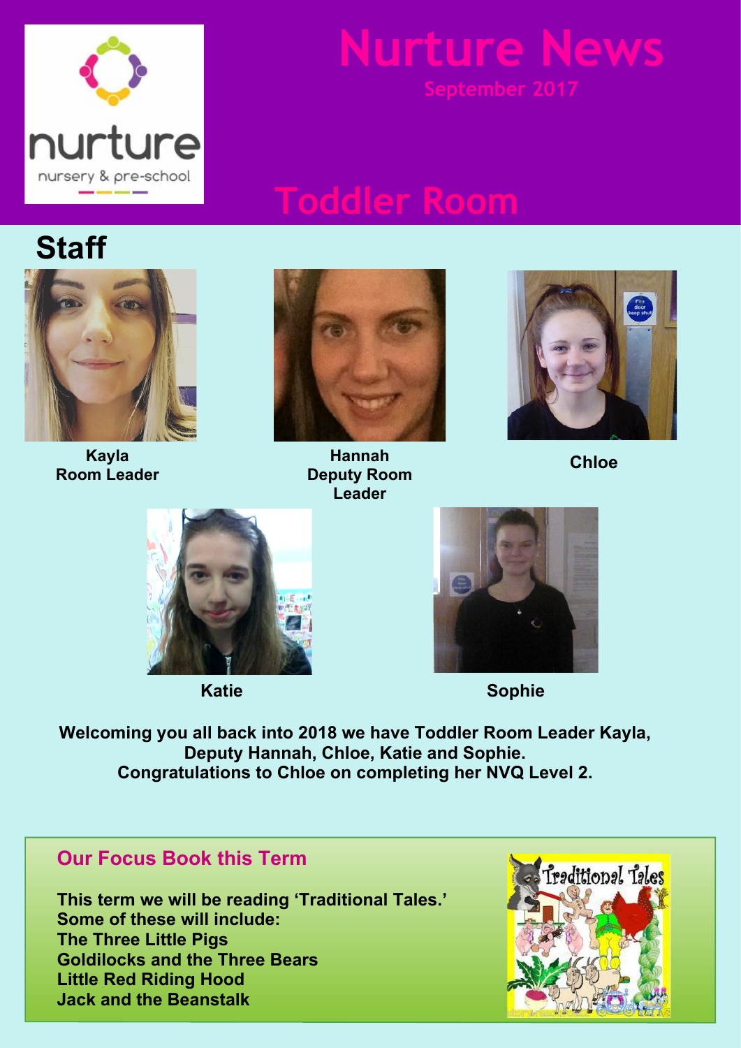# Nurture News

September 2017

## Toddler Room

## Staff

**Kayla**
**Room Leader**

**Hannah**
**Deputy Room Leader**

**Chloe**

**Katie**

**Sophie**

**Welcoming you all back into 2018 we have Toddler Room Leader Kayla, Deputy Hannah, Chloe, Katie and Sophie.**
**Congratulations to Chloe on completing her NVQ Level 2.**

### Our Focus Book this Term

**This term we will be reading 'Traditional Tales.'**
**Some of these will include:**
**The Three Little Pigs**
**Goldilocks and the Three Bears**
**Little Red Riding Hood**
**Jack and the Beanstalk**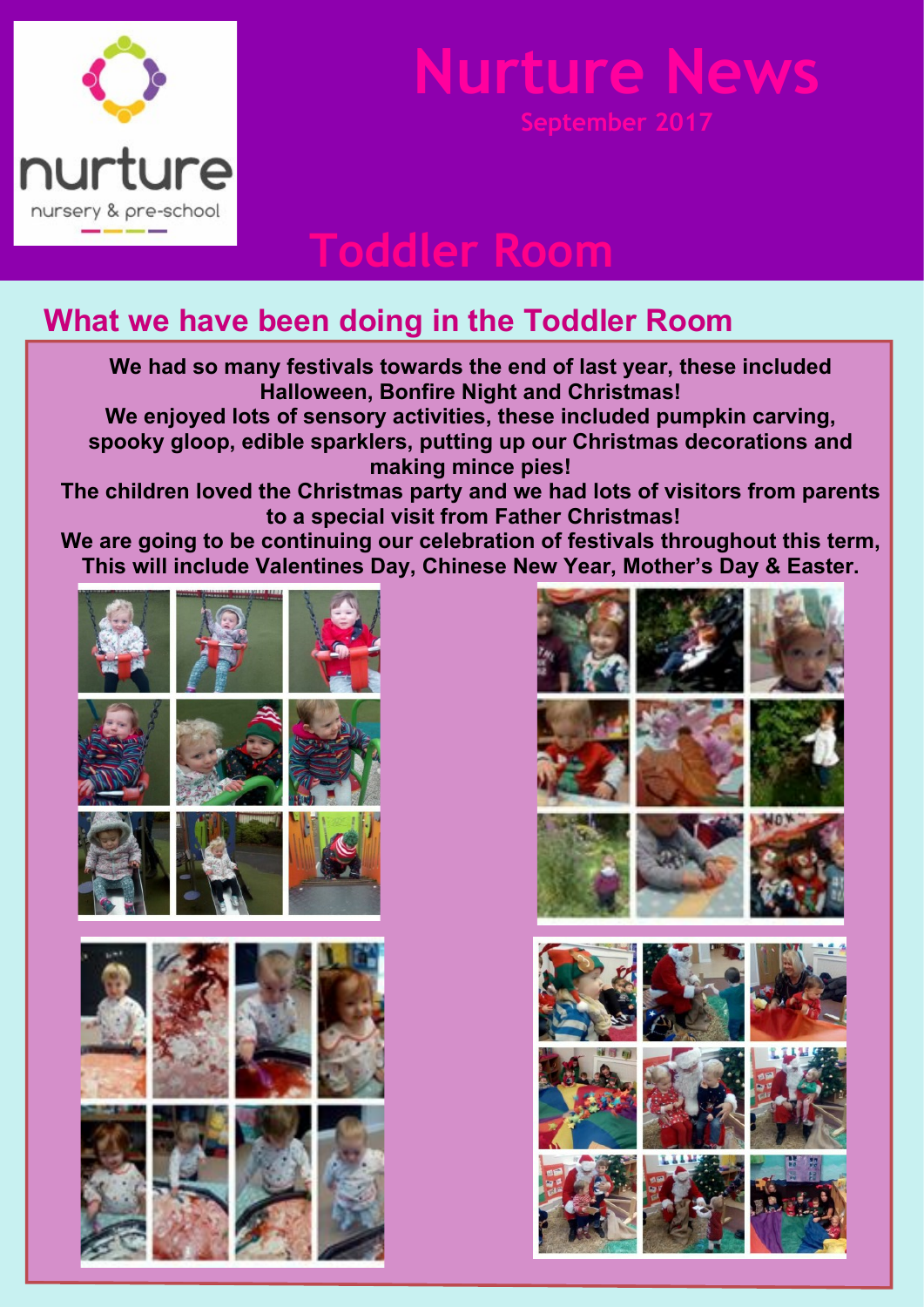nurture

nursery & pre-school

# Nurture News

September 2017

# Toddler Room

## What we have been doing in the Toddler Room

**We had so many festivals towards the end of last year, these included Halloween, Bonfire Night and Christmas!**

**We enjoyed lots of sensory activities, these included pumpkin carving, spooky gloop, edible sparklers, putting up our Christmas decorations and making mince pies!**

**The children loved the Christmas party and we had lots of visitors from parents to a special visit from Father Christmas!**

**We are going to be continuing our celebration of festivals throughout this term, This will include Valentines Day, Chinese New Year, Mother's Day & Easter.**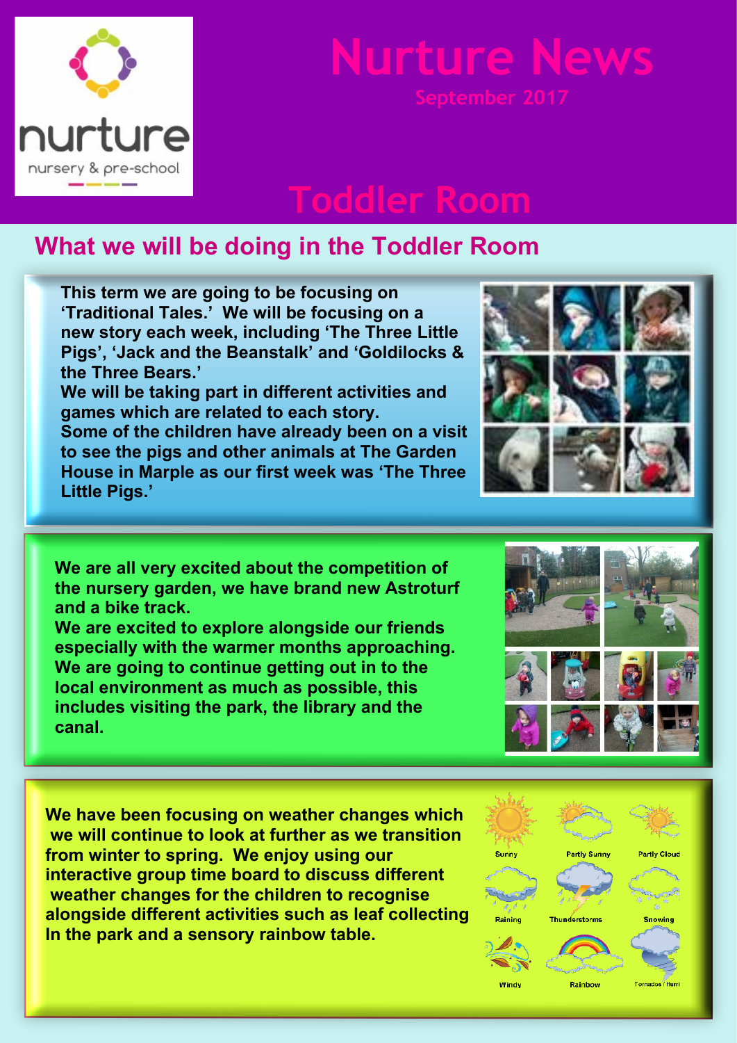# Nurture News

September 2017

nurture

nursery & pre-school

## Toddler Room

## What we will be doing in the Toddler Room

**This term we are going to be focusing on 'Traditional Tales.' We will be focusing on a new story each week, including 'The Three Little Pigs', 'Jack and the Beanstalk' and 'Goldilocks & the Three Bears.'**

**We will be taking part in different activities and games which are related to each story.**

**Some of the children have already been on a visit to see the pigs and other animals at The Garden House in Marple as our first week was 'The Three Little Pigs.'**

**We are all very excited about the competition of the nursery garden, we have brand new Astroturf and a bike track.**

**We are excited to explore alongside our friends especially with the warmer months approaching.**

**We are going to continue getting out in to the local environment as much as possible, this includes visiting the park, the library and the canal.**

**We have been focusing on weather changes which we will continue to look at further as we transition from winter to spring. We enjoy using our interactive group time board to discuss different weather changes for the children to recognise alongside different activities such as leaf collecting In the park and a sensory rainbow table.**

Sunny

Partly Sunny

Partly Cloud

Raining

Thunderstorms

Snowing

Windy

Rainbow

Tornados / Hurri